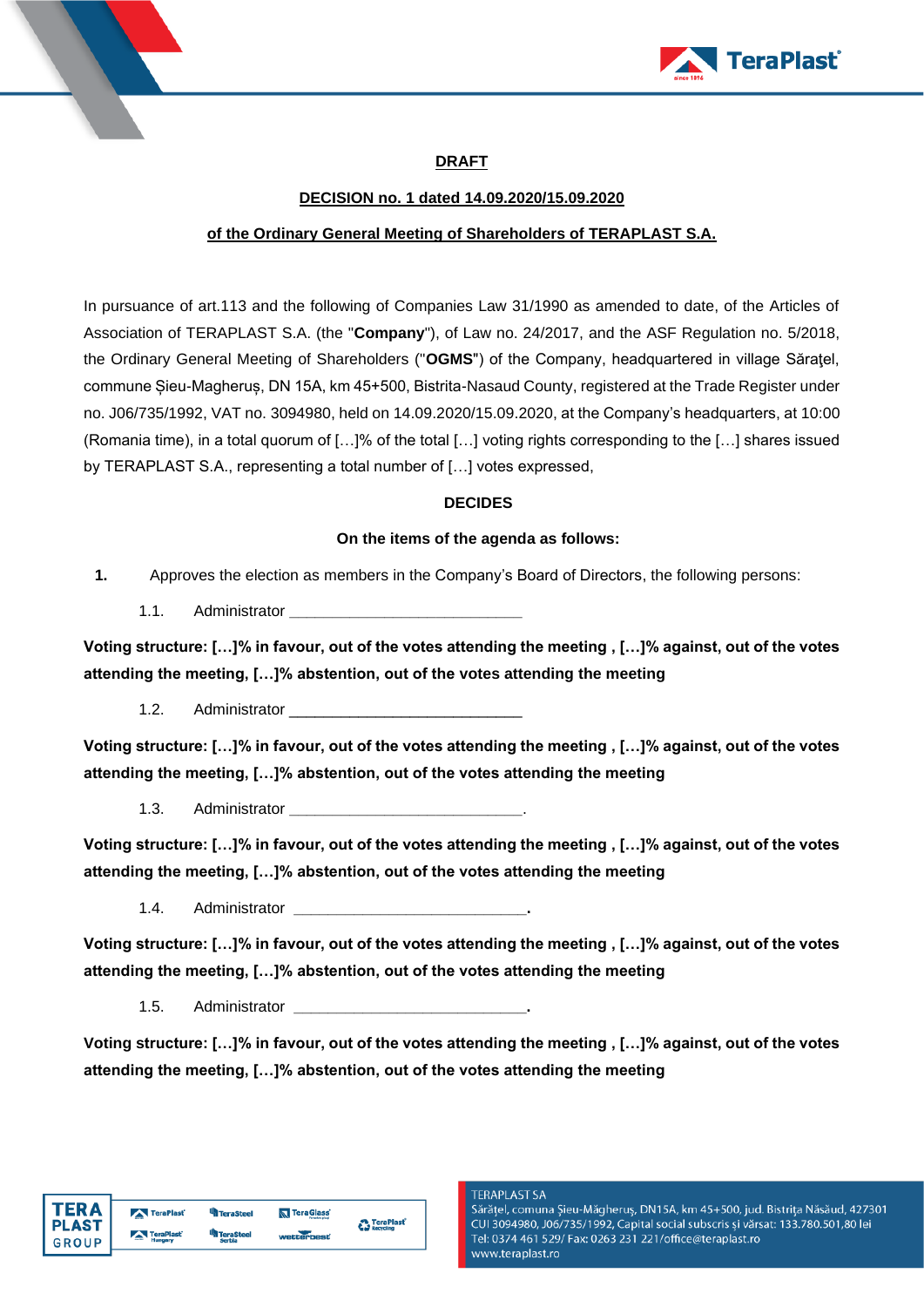**DRAFT**

**DECISION no. 1 dated 14.09.2020/15.09.2020**

**of the Ordinary General Meeting of Shareholders of TERAPLAST S.A.**

In pursuance of art.113 and the following of Companies Law 31/1990 as amended to date, of the Articles of Association of TERAPLAST S.A. (the "**Company**"), of Law no. 24/2017, and the ASF Regulation no. 5/2018, the Ordinary General Meeting of Shareholders ("**OGMS**") of the Company, headquartered in village Sărăţel, commune Șieu-Magheruș, DN 15A, km 45+500, Bistrita-Nasaud County, registered at the Trade Register under no. J06/735/1992, VAT no. 3094980, held on 14.09.2020/15.09.2020, at the Company's headquarters, at 10:00 (Romania time), in a total quorum of […]% of the total […] voting rights corresponding to the […] shares issued by TERAPLAST S.A., representing a total number of […] votes expressed,

**DECIDES**

**On the items of the agenda as follows:**

**1.** Approves the election as members in the Company's Board of Directors, the following persons:

1.1. Administrator ____________________________

**Voting structure: […]% in favour, out of the votes attending the meeting , […]% against, out of the votes attending the meeting, […]% abstention, out of the votes attending the meeting**

1.2. Administrator ____________________________

**Voting structure: […]% in favour, out of the votes attending the meeting , […]% against, out of the votes attending the meeting, […]% abstention, out of the votes attending the meeting**

1.3. Administrator ____________________________.

**Voting structure: […]% in favour, out of the votes attending the meeting , […]% against, out of the votes attending the meeting, […]% abstention, out of the votes attending the meeting**

1.4. Administrator ____________________________.

**Voting structure: […]% in favour, out of the votes attending the meeting , […]% against, out of the votes attending the meeting, […]% abstention, out of the votes attending the meeting**

1.5. Administrator ____________________________.

**Voting structure: […]% in favour, out of the votes attending the meeting , […]% against, out of the votes attending the meeting, […]% abstention, out of the votes attending the meeting**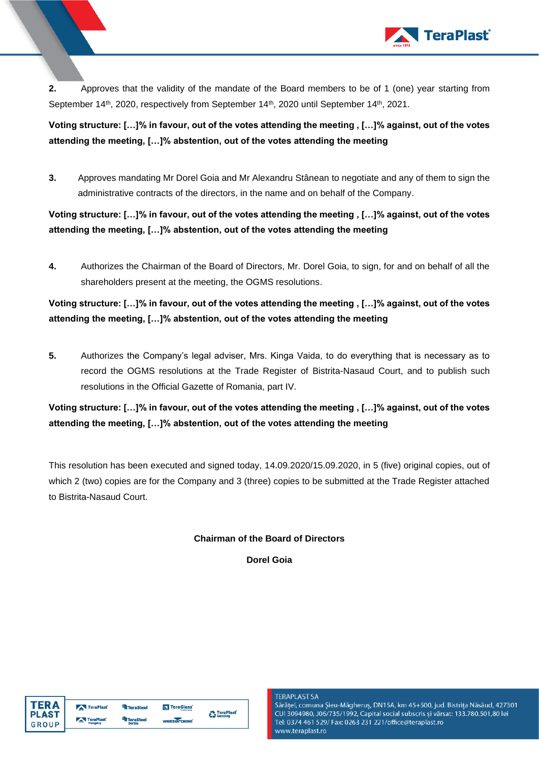2. Approves that the validity of the mandate of the Board members to be of 1 (one) year starting from September 14th, 2020, respectively from September 14th, 2020 until September 14th, 2021.

**Voting structure: […]% in favour, out of the votes attending the meeting , […]% against, out of the votes attending the meeting, […]% abstention, out of the votes attending the meeting**

3. Approves mandating Mr Dorel Goia and Mr Alexandru Stânean to negotiate and any of them to sign the administrative contracts of the directors, in the name and on behalf of the Company.

**Voting structure: […]% in favour, out of the votes attending the meeting , […]% against, out of the votes attending the meeting, […]% abstention, out of the votes attending the meeting**

4. Authorizes the Chairman of the Board of Directors, Mr. Dorel Goia, to sign, for and on behalf of all the shareholders present at the meeting, the OGMS resolutions.

**Voting structure: […]% in favour, out of the votes attending the meeting , […]% against, out of the votes attending the meeting, […]% abstention, out of the votes attending the meeting**

5. Authorizes the Company's legal adviser, Mrs. Kinga Vaida, to do everything that is necessary as to record the OGMS resolutions at the Trade Register of Bistrita-Nasaud Court, and to publish such resolutions in the Official Gazette of Romania, part IV.

**Voting structure: […]% in favour, out of the votes attending the meeting , […]% against, out of the votes attending the meeting, […]% abstention, out of the votes attending the meeting**

This resolution has been executed and signed today, 14.09.2020/15.09.2020, in 5 (five) original copies, out of which 2 (two) copies are for the Company and 3 (three) copies to be submitted at the Trade Register attached to Bistrita-Nasaud Court.

**Chairman of the Board of Directors**

**Dorel Goia**